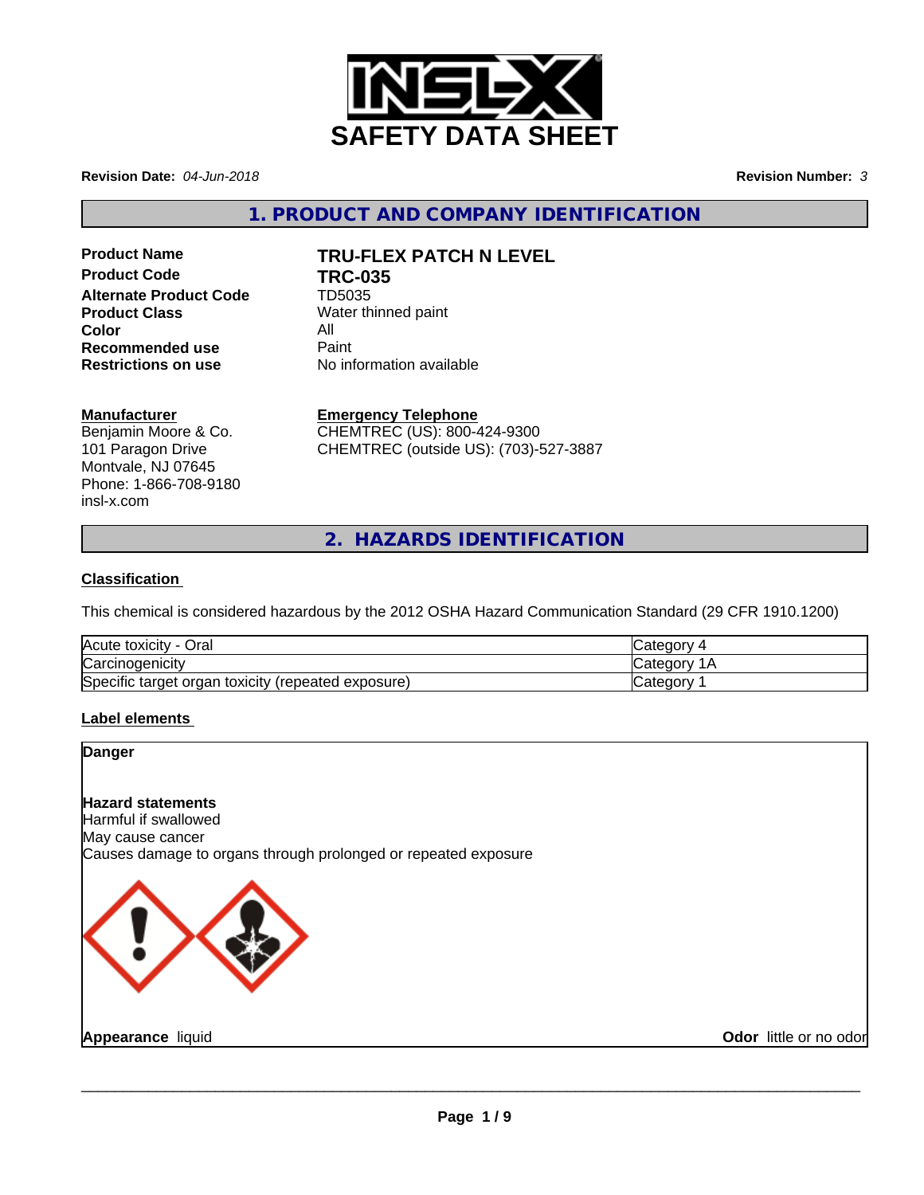# SAFETY DATA SHEET

**Revision Date:** *04-Jun-2018*

**Revision Number:** *3*

## 1. PRODUCT AND COMPANY IDENTIFICATION

| | |
|---|---|
| **Product Name** | **TRU-FLEX PATCH N LEVEL** |
| **Product Code** | **TRC-035** |
| **Alternate Product Code** | TD5035 |
| **Product Class** | Water thinned paint |
| **Color** | All |
| **Recommended use** | Paint |
| **Restrictions on use** | No information available |

**Manufacturer**
Benjamin Moore & Co.
101 Paragon Drive
Montvale, NJ 07645
Phone: 1-866-708-9180
insl-x.com

**Emergency Telephone**
CHEMTREC (US): 800-424-9300
CHEMTREC (outside US): (703)-527-3887

## 2. HAZARDS IDENTIFICATION

**Classification**

This chemical is considered hazardous by the 2012 OSHA Hazard Communication Standard (29 CFR 1910.1200)

| | |
|---|---|
| Acute toxicity - Oral | Category 4 |
| Carcinogenicity | Category 1A |
| Specific target organ toxicity (repeated exposure) | Category 1 |

**Label elements**

**Danger**

**Hazard statements**
Harmful if swallowed
May cause cancer
Causes damage to organs through prolonged or repeated exposure

**Appearance** liquid

**Odor** little or no odor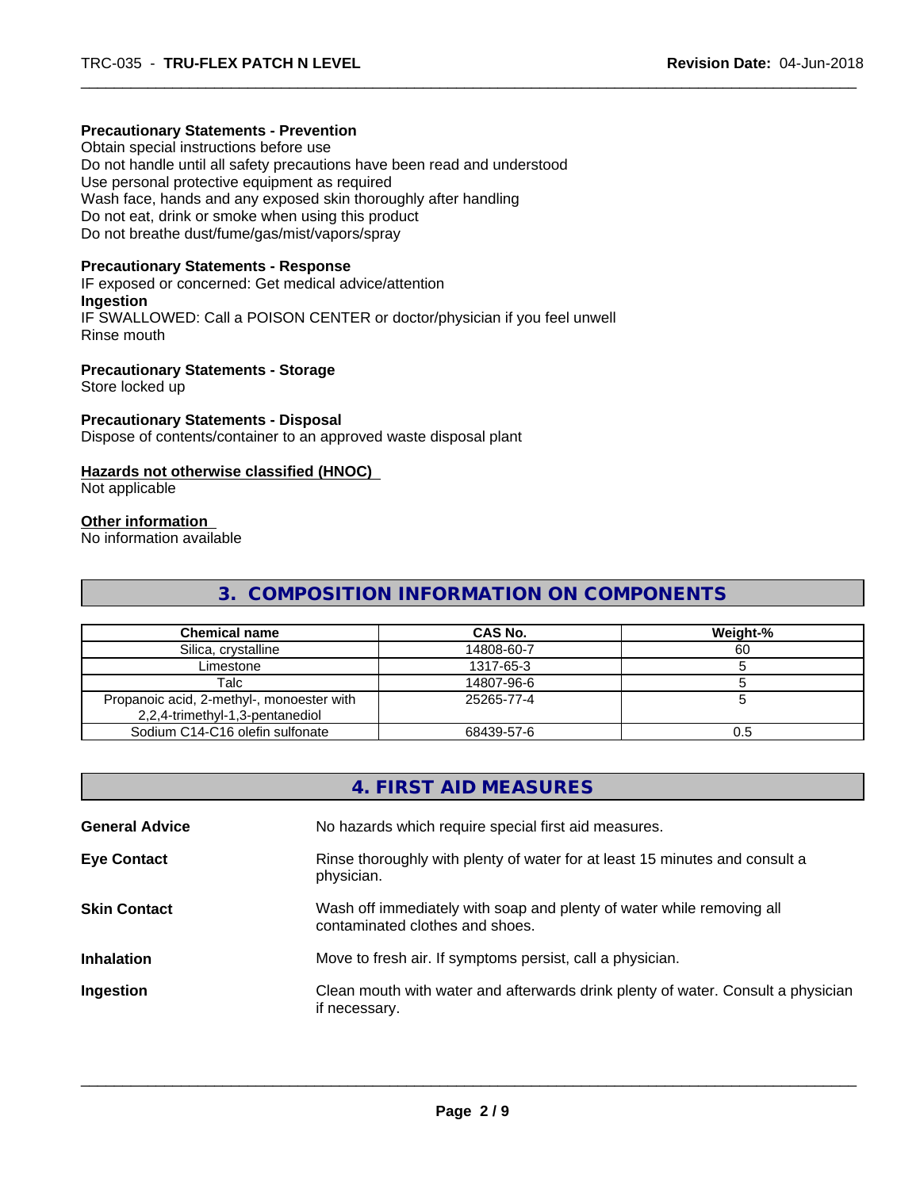**Precautionary Statements - Prevention**

Obtain special instructions before use
Do not handle until all safety precautions have been read and understood
Use personal protective equipment as required
Wash face, hands and any exposed skin thoroughly after handling
Do not eat, drink or smoke when using this product
Do not breathe dust/fume/gas/mist/vapors/spray

**Precautionary Statements - Response**

IF exposed or concerned: Get medical advice/attention

**Ingestion**

IF SWALLOWED: Call a POISON CENTER or doctor/physician if you feel unwell
Rinse mouth

**Precautionary Statements - Storage**

Store locked up

**Precautionary Statements - Disposal**

Dispose of contents/container to an approved waste disposal plant

**Hazards not otherwise classified (HNOC)**

Not applicable

**Other information**

No information available

## 3. COMPOSITION INFORMATION ON COMPONENTS

| Chemical name | CAS No. | Weight-% |
|---|---|---|
| Silica, crystalline | 14808-60-7 | 60 |
| Limestone | 1317-65-3 | 5 |
| Talc | 14807-96-6 | 5 |
| Propanoic acid, 2-methyl-, monoester with 2,2,4-trimethyl-1,3-pentanediol | 25265-77-4 | 5 |
| Sodium C14-C16 olefin sulfonate | 68439-57-6 | 0.5 |

## 4. FIRST AID MEASURES

**General Advice** No hazards which require special first aid measures.

**Eye Contact** Rinse thoroughly with plenty of water for at least 15 minutes and consult a physician.

**Skin Contact** Wash off immediately with soap and plenty of water while removing all contaminated clothes and shoes.

**Inhalation** Move to fresh air. If symptoms persist, call a physician.

**Ingestion** Clean mouth with water and afterwards drink plenty of water. Consult a physician if necessary.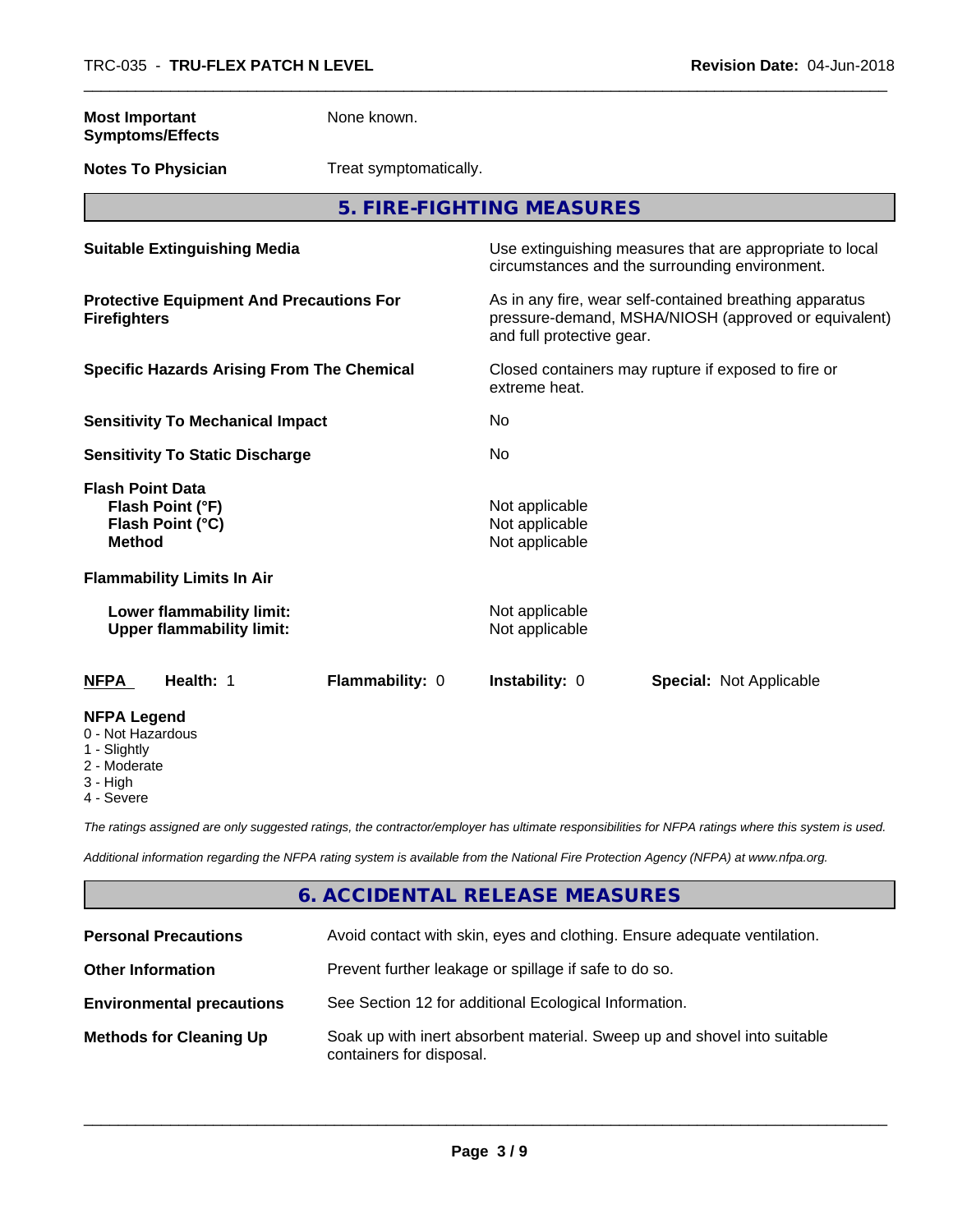**Most Important Symptoms/Effects** None known.

**Notes To Physician** Treat symptomatically.

## 5. FIRE-FIGHTING MEASURES

| | |
|---|---|
| **Suitable Extinguishing Media** | Use extinguishing measures that are appropriate to local circumstances and the surrounding environment. |
| **Protective Equipment And Precautions For Firefighters** | As in any fire, wear self-contained breathing apparatus pressure-demand, MSHA/NIOSH (approved or equivalent) and full protective gear. |
| **Specific Hazards Arising From The Chemical** | Closed containers may rupture if exposed to fire or extreme heat. |
| **Sensitivity To Mechanical Impact** | No |
| **Sensitivity To Static Discharge** | No |
| **Flash Point Data** | |
| **Flash Point (°F)** | Not applicable |
| **Flash Point (°C)** | Not applicable |
| **Method** | Not applicable |
| **Flammability Limits In Air** | |
| **Lower flammability limit:** | Not applicable |
| **Upper flammability limit:** | Not applicable |

| **NFPA** | **Health:** 1 | **Flammability:** 0 | **Instability:** 0 | **Special:** Not Applicable |
|---|---|---|---|---|

**NFPA Legend**
- 0 - Not Hazardous
- 1 - Slightly
- 2 - Moderate
- 3 - High
- 4 - Severe

*The ratings assigned are only suggested ratings, the contractor/employer has ultimate responsibilities for NFPA ratings where this system is used.*

*Additional information regarding the NFPA rating system is available from the National Fire Protection Agency (NFPA) at www.nfpa.org.*

## 6. ACCIDENTAL RELEASE MEASURES

| | |
|---|---|
| **Personal Precautions** | Avoid contact with skin, eyes and clothing. Ensure adequate ventilation. |
| **Other Information** | Prevent further leakage or spillage if safe to do so. |
| **Environmental precautions** | See Section 12 for additional Ecological Information. |
| **Methods for Cleaning Up** | Soak up with inert absorbent material. Sweep up and shovel into suitable containers for disposal. |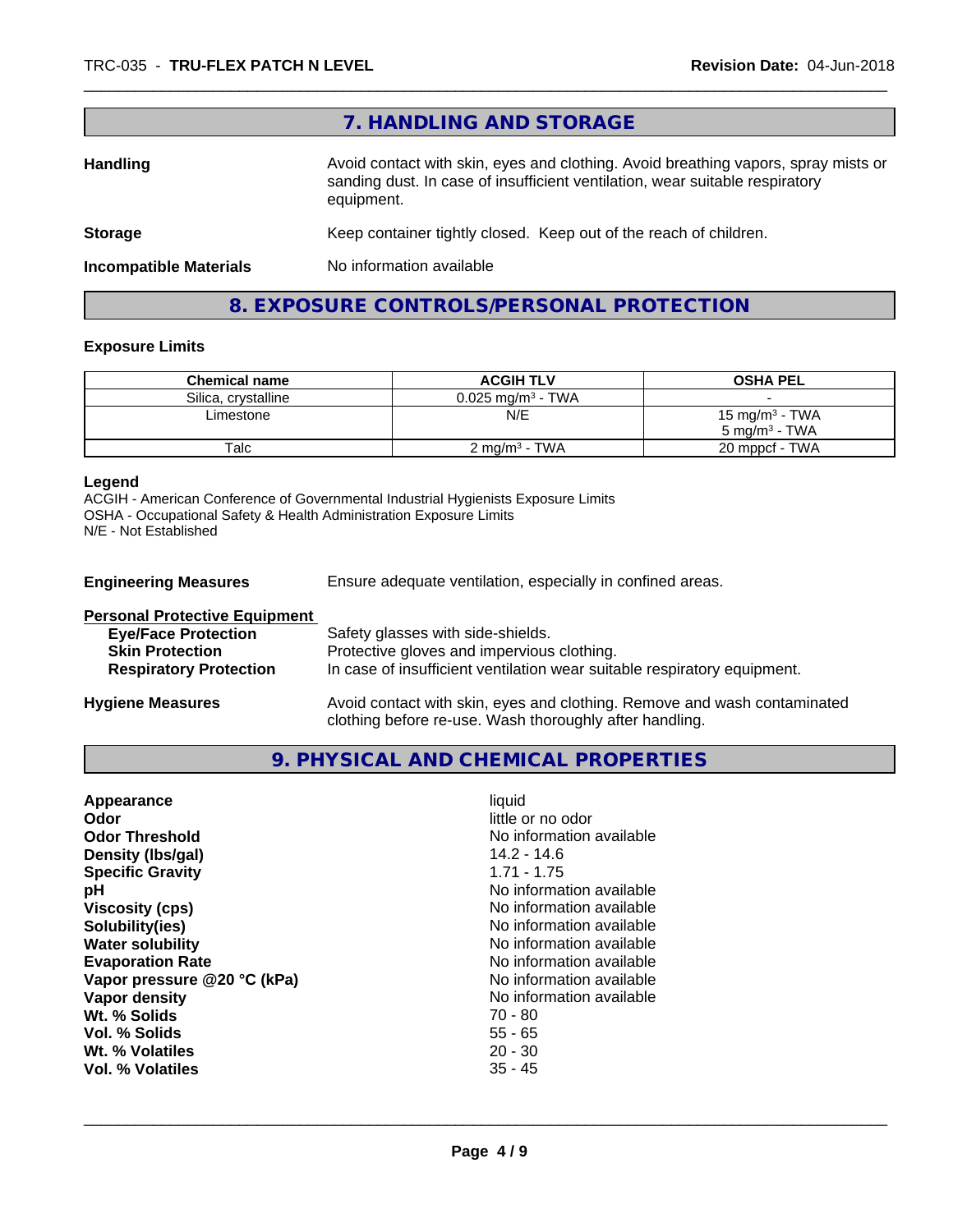## 7. HANDLING AND STORAGE

| | |
|---|---|
| **Handling** | Avoid contact with skin, eyes and clothing. Avoid breathing vapors, spray mists or sanding dust. In case of insufficient ventilation, wear suitable respiratory equipment. |
| **Storage** | Keep container tightly closed. Keep out of the reach of children. |
| **Incompatible Materials** | No information available |

## 8. EXPOSURE CONTROLS/PERSONAL PROTECTION

### Exposure Limits

| Chemical name | ACGIH TLV | OSHA PEL |
|---|---|---|
| Silica, crystalline | 0.025 mg/m³ - TWA | - |
| Limestone | N/E | 15 mg/m³ - TWA<br>5 mg/m³ - TWA |
| Talc | 2 mg/m³ - TWA | 20 mppcf - TWA |

**Legend**
ACGIH - American Conference of Governmental Industrial Hygienists Exposure Limits
OSHA - Occupational Safety & Health Administration Exposure Limits
N/E - Not Established

**Engineering Measures** Ensure adequate ventilation, especially in confined areas.

**Personal Protective Equipment**

| | |
|---|---|
| **Eye/Face Protection** | Safety glasses with side-shields. |
| **Skin Protection** | Protective gloves and impervious clothing. |
| **Respiratory Protection** | In case of insufficient ventilation wear suitable respiratory equipment. |

**Hygiene Measures** Avoid contact with skin, eyes and clothing. Remove and wash contaminated clothing before re-use. Wash thoroughly after handling.

## 9. PHYSICAL AND CHEMICAL PROPERTIES

| | |
|---|---|
| **Appearance** | liquid |
| **Odor** | little or no odor |
| **Odor Threshold** | No information available |
| **Density (lbs/gal)** | 14.2 - 14.6 |
| **Specific Gravity** | 1.71 - 1.75 |
| **pH** | No information available |
| **Viscosity (cps)** | No information available |
| **Solubility(ies)** | No information available |
| **Water solubility** | No information available |
| **Evaporation Rate** | No information available |
| **Vapor pressure @20 °C (kPa)** | No information available |
| **Vapor density** | No information available |
| **Wt. % Solids** | 70 - 80 |
| **Vol. % Solids** | 55 - 65 |
| **Wt. % Volatiles** | 20 - 30 |
| **Vol. % Volatiles** | 35 - 45 |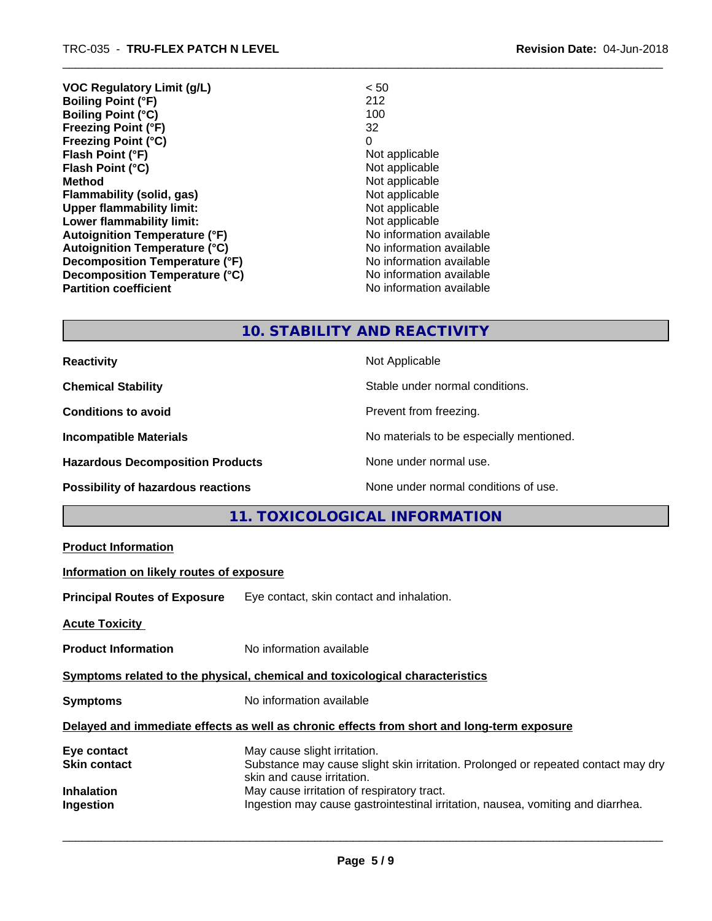| | |
|---|---|
| **VOC Regulatory Limit (g/L)** | < 50 |
| **Boiling Point (°F)** | 212 |
| **Boiling Point (°C)** | 100 |
| **Freezing Point (°F)** | 32 |
| **Freezing Point (°C)** | 0 |
| **Flash Point (°F)** | Not applicable |
| **Flash Point (°C)** | Not applicable |
| **Method** | Not applicable |
| **Flammability (solid, gas)** | Not applicable |
| **Upper flammability limit:** | Not applicable |
| **Lower flammability limit:** | Not applicable |
| **Autoignition Temperature (°F)** | No information available |
| **Autoignition Temperature (°C)** | No information available |
| **Decomposition Temperature (°F)** | No information available |
| **Decomposition Temperature (°C)** | No information available |
| **Partition coefficient** | No information available |

## 10. STABILITY AND REACTIVITY

| | |
|---|---|
| **Reactivity** | Not Applicable |
| **Chemical Stability** | Stable under normal conditions. |
| **Conditions to avoid** | Prevent from freezing. |
| **Incompatible Materials** | No materials to be especially mentioned. |
| **Hazardous Decomposition Products** | None under normal use. |
| **Possibility of hazardous reactions** | None under normal conditions of use. |

## 11. TOXICOLOGICAL INFORMATION

**Product Information**

**Information on likely routes of exposure**

**Principal Routes of Exposure** Eye contact, skin contact and inhalation.

**Acute Toxicity**

**Product Information** No information available

**Symptoms related to the physical, chemical and toxicological characteristics**

**Symptoms** No information available

**Delayed and immediate effects as well as chronic effects from short and long-term exposure**

| | |
|---|---|
| **Eye contact** | May cause slight irritation. |
| **Skin contact** | Substance may cause slight skin irritation. Prolonged or repeated contact may dry skin and cause irritation. |
| **Inhalation** | May cause irritation of respiratory tract. |
| **Ingestion** | Ingestion may cause gastrointestinal irritation, nausea, vomiting and diarrhea. |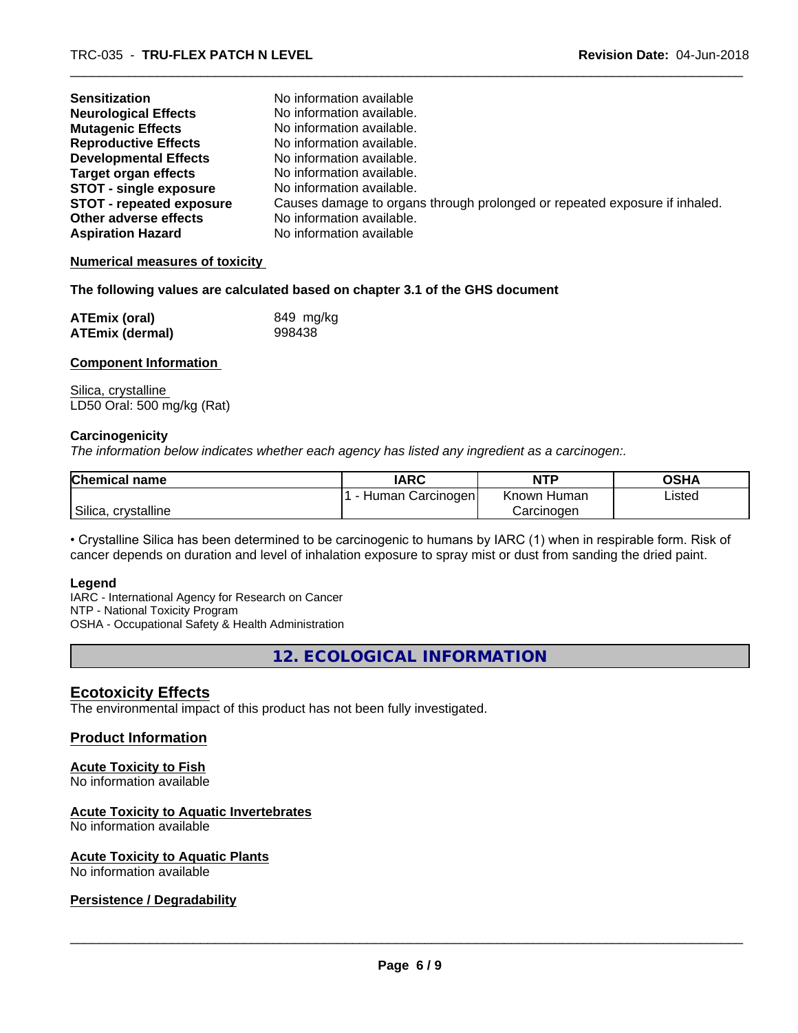| | |
|---|---|
| **Sensitization** | No information available |
| **Neurological Effects** | No information available. |
| **Mutagenic Effects** | No information available. |
| **Reproductive Effects** | No information available. |
| **Developmental Effects** | No information available. |
| **Target organ effects** | No information available. |
| **STOT - single exposure** | No information available. |
| **STOT - repeated exposure** | Causes damage to organs through prolonged or repeated exposure if inhaled. |
| **Other adverse effects** | No information available. |
| **Aspiration Hazard** | No information available |

**Numerical measures of toxicity**

**The following values are calculated based on chapter 3.1 of the GHS document**

| | |
|---|---|
| **ATEmix (oral)** | 849 mg/kg |
| **ATEmix (dermal)** | 998438 |

**Component Information**

Silica, crystalline
LD50 Oral: 500 mg/kg (Rat)

**Carcinogenicity**

*The information below indicates whether each agency has listed any ingredient as a carcinogen:.*

| Chemical name | IARC | NTP | OSHA |
|---|---|---|---|
| Silica, crystalline | 1 - Human Carcinogen | Known Human Carcinogen | Listed |

• Crystalline Silica has been determined to be carcinogenic to humans by IARC (1) when in respirable form. Risk of cancer depends on duration and level of inhalation exposure to spray mist or dust from sanding the dried paint.

**Legend**

IARC - International Agency for Research on Cancer
NTP - National Toxicity Program
OSHA - Occupational Safety & Health Administration

## 12. ECOLOGICAL INFORMATION

### Ecotoxicity Effects

The environmental impact of this product has not been fully investigated.

### Product Information

**Acute Toxicity to Fish**
No information available

**Acute Toxicity to Aquatic Invertebrates**
No information available

**Acute Toxicity to Aquatic Plants**
No information available

**Persistence / Degradability**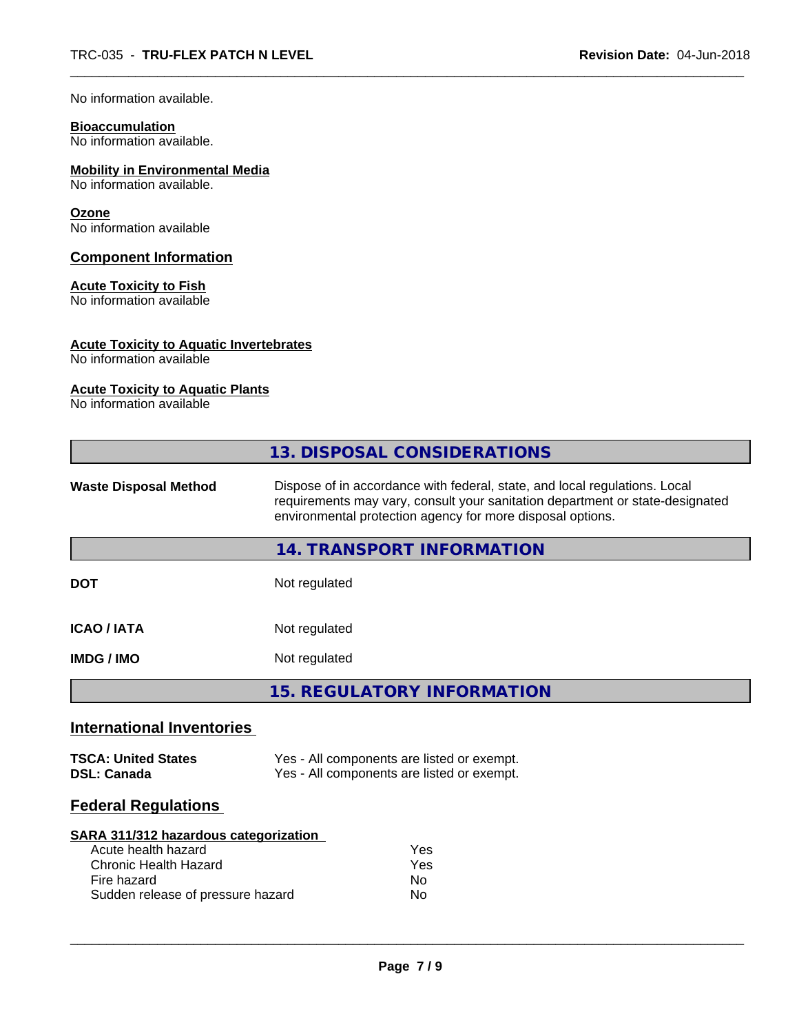No information available.

**Bioaccumulation**
No information available.

**Mobility in Environmental Media**
No information available.

**Ozone**
No information available

### Component Information

**Acute Toxicity to Fish**
No information available

**Acute Toxicity to Aquatic Invertebrates**
No information available

**Acute Toxicity to Aquatic Plants**
No information available

## 13. DISPOSAL CONSIDERATIONS

**Waste Disposal Method** Dispose of in accordance with federal, state, and local regulations. Local requirements may vary, consult your sanitation department or state-designated environmental protection agency for more disposal options.

## 14. TRANSPORT INFORMATION

| | |
|---|---|
| **DOT** | Not regulated |
| **ICAO / IATA** | Not regulated |
| **IMDG / IMO** | Not regulated |

## 15. REGULATORY INFORMATION

### International Inventories

| | |
|---|---|
| **TSCA: United States** | Yes - All components are listed or exempt. |
| **DSL: Canada** | Yes - All components are listed or exempt. |

### Federal Regulations

**SARA 311/312 hazardous categorization**

| | |
|---|---|
| Acute health hazard | Yes |
| Chronic Health Hazard | Yes |
| Fire hazard | No |
| Sudden release of pressure hazard | No |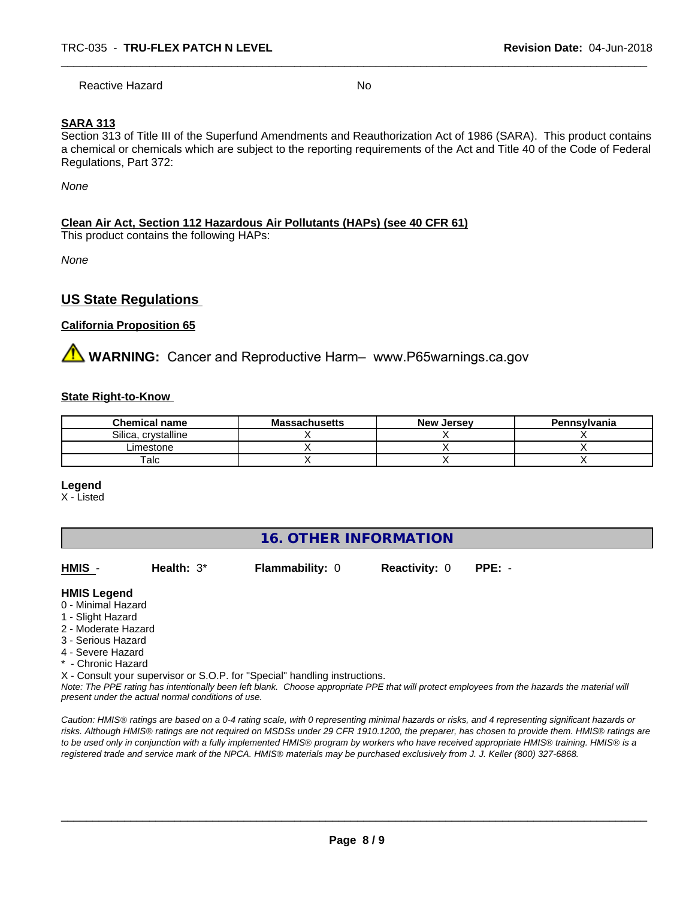Reactive Hazard No

**SARA 313**

Section 313 of Title III of the Superfund Amendments and Reauthorization Act of 1986 (SARA). This product contains a chemical or chemicals which are subject to the reporting requirements of the Act and Title 40 of the Code of Federal Regulations, Part 372:

*None*

**Clean Air Act, Section 112 Hazardous Air Pollutants (HAPs) (see 40 CFR 61)**

This product contains the following HAPs:

*None*

## US State Regulations

**California Proposition 65**

⚠ **WARNING:** Cancer and Reproductive Harm– www.P65warnings.ca.gov

**State Right-to-Know**

| Chemical name | Massachusetts | New Jersey | Pennsylvania |
|---|---|---|---|
| Silica, crystalline | X | X | X |
| Limestone | X | X | X |
| Talc | X | X | X |

**Legend**

X - Listed

## 16. OTHER INFORMATION

**HMIS** - **Health:** 3* **Flammability:** 0 **Reactivity:** 0 **PPE:** -

**HMIS Legend**

0 - Minimal Hazard
1 - Slight Hazard
2 - Moderate Hazard
3 - Serious Hazard
4 - Severe Hazard
\* - Chronic Hazard
X - Consult your supervisor or S.O.P. for "Special" handling instructions.

*Note: The PPE rating has intentionally been left blank. Choose appropriate PPE that will protect employees from the hazards the material will present under the actual normal conditions of use.*

*Caution: HMIS® ratings are based on a 0-4 rating scale, with 0 representing minimal hazards or risks, and 4 representing significant hazards or risks. Although HMIS® ratings are not required on MSDSs under 29 CFR 1910.1200, the preparer, has chosen to provide them. HMIS® ratings are to be used only in conjunction with a fully implemented HMIS® program by workers who have received appropriate HMIS® training. HMIS® is a registered trade and service mark of the NPCA. HMIS® materials may be purchased exclusively from J. J. Keller (800) 327-6868.*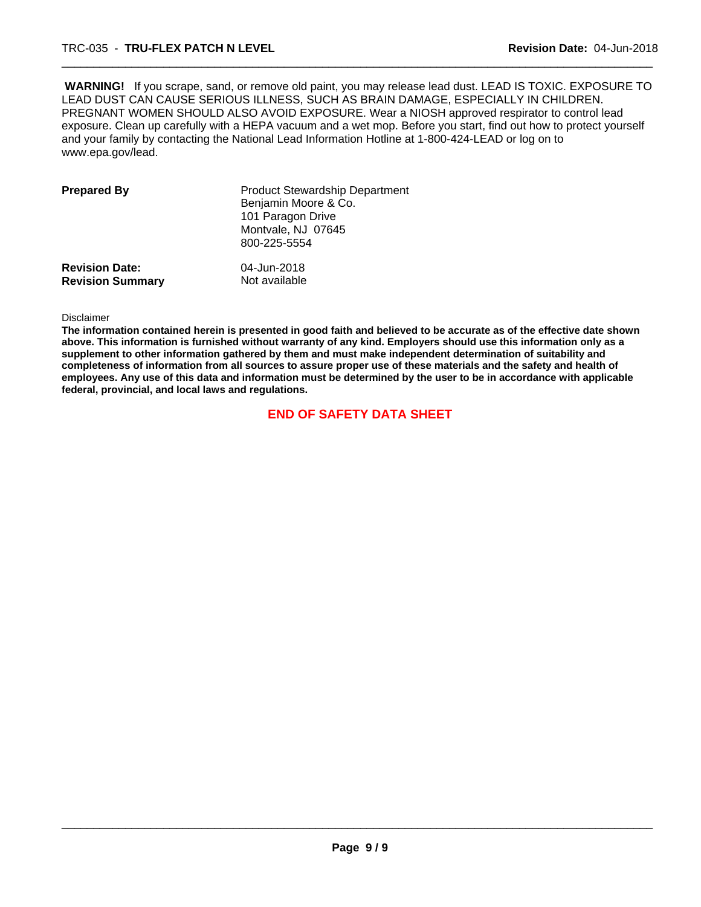**WARNING!** If you scrape, sand, or remove old paint, you may release lead dust. LEAD IS TOXIC. EXPOSURE TO LEAD DUST CAN CAUSE SERIOUS ILLNESS, SUCH AS BRAIN DAMAGE, ESPECIALLY IN CHILDREN. PREGNANT WOMEN SHOULD ALSO AVOID EXPOSURE. Wear a NIOSH approved respirator to control lead exposure. Clean up carefully with a HEPA vacuum and a wet mop. Before you start, find out how to protect yourself and your family by contacting the National Lead Information Hotline at 1-800-424-LEAD or log on to www.epa.gov/lead.

| | |
|---|---|
| **Prepared By** | Product Stewardship Department<br>Benjamin Moore & Co.<br>101 Paragon Drive<br>Montvale, NJ 07645<br>800-225-5554 |
| **Revision Date:** | 04-Jun-2018 |
| **Revision Summary** | Not available |

Disclaimer

**The information contained herein is presented in good faith and believed to be accurate as of the effective date shown above. This information is furnished without warranty of any kind. Employers should use this information only as a supplement to other information gathered by them and must make independent determination of suitability and completeness of information from all sources to assure proper use of these materials and the safety and health of employees. Any use of this data and information must be determined by the user to be in accordance with applicable federal, provincial, and local laws and regulations.**

**END OF SAFETY DATA SHEET**